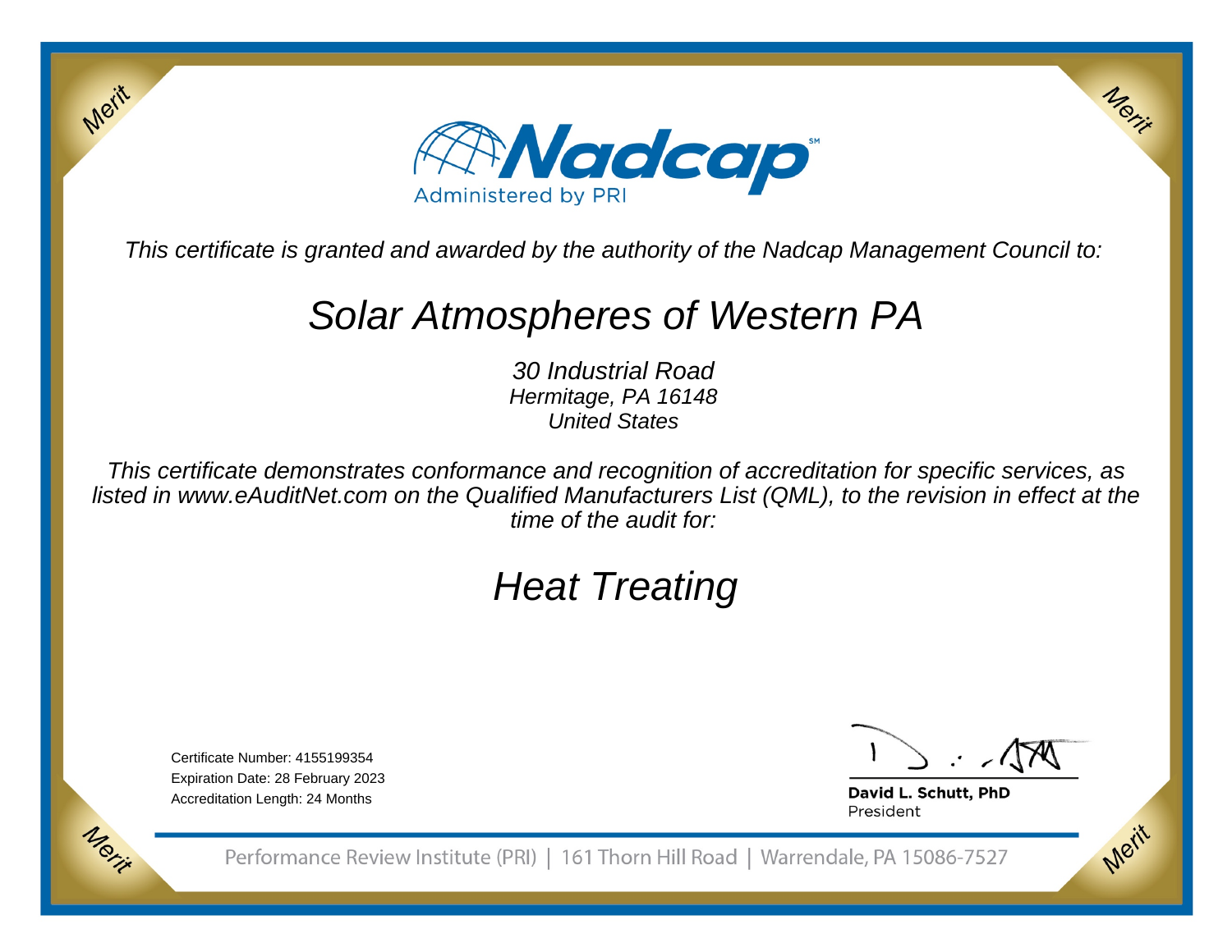Merit

Merit

**Nadcap**

Administered by PRI

*This certificate is granted and awarded by the authority of the Nadcap Management Council to:*

# *Solar Atmospheres of Western PA*

*30 Industrial Road*
*Hermitage, PA 16148*
*United States*

*This certificate demonstrates conformance and recognition of accreditation for specific services, as listed in www.eAuditNet.com on the Qualified Manufacturers List (QML), to the revision in effect at the time of the audit for:*

# *Heat Treating*

Certificate Number: 4155199354
Expiration Date: 28 February 2023
Accreditation Length: 24 Months

**David L. Schutt, PhD**
President

Performance Review Institute (PRI) | 161 Thorn Hill Road | Warrendale, PA 15086-7527

Merit

Merit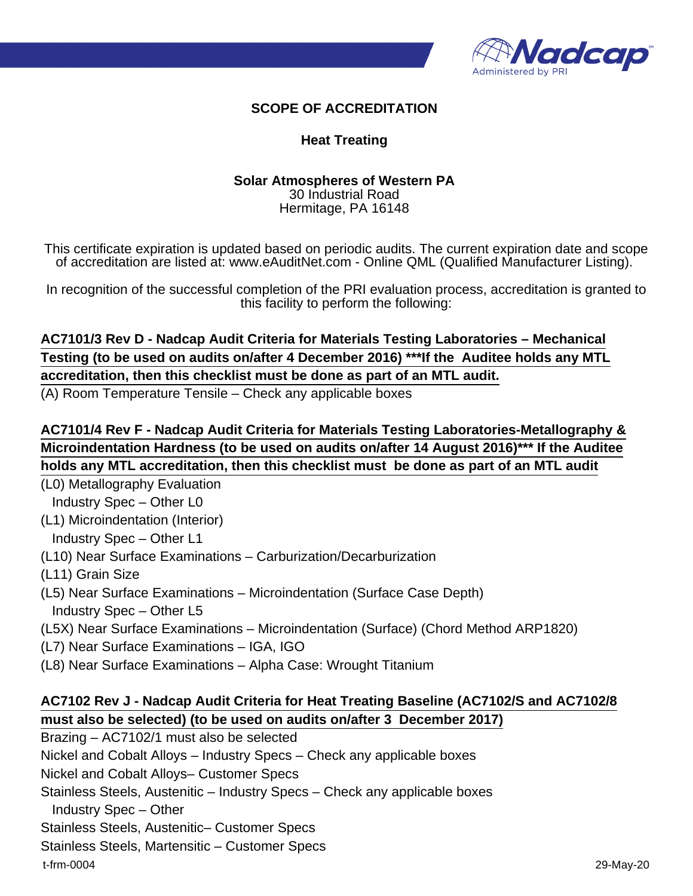## SCOPE OF ACCREDITATION

### Heat Treating

**Solar Atmospheres of Western PA**
30 Industrial Road
Hermitage, PA 16148

This certificate expiration is updated based on periodic audits. The current expiration date and scope of accreditation are listed at: www.eAuditNet.com - Online QML (Qualified Manufacturer Listing).

In recognition of the successful completion of the PRI evaluation process, accreditation is granted to this facility to perform the following:

**AC7101/3 Rev D - Nadcap Audit Criteria for Materials Testing Laboratories – Mechanical Testing (to be used on audits on/after 4 December 2016) ***If the Auditee holds any MTL accreditation, then this checklist must be done as part of an MTL audit.**

(A) Room Temperature Tensile – Check any applicable boxes

**AC7101/4 Rev F - Nadcap Audit Criteria for Materials Testing Laboratories-Metallography & Microindentation Hardness (to be used on audits on/after 14 August 2016)*** If the Auditee holds any MTL accreditation, then this checklist must be done as part of an MTL audit**

(L0) Metallography Evaluation
  Industry Spec – Other L0
(L1) Microindentation (Interior)
  Industry Spec – Other L1
(L10) Near Surface Examinations – Carburization/Decarburization
(L11) Grain Size
(L5) Near Surface Examinations – Microindentation (Surface Case Depth)
  Industry Spec – Other L5
(L5X) Near Surface Examinations – Microindentation (Surface) (Chord Method ARP1820)
(L7) Near Surface Examinations – IGA, IGO
(L8) Near Surface Examinations – Alpha Case: Wrought Titanium

**AC7102 Rev J - Nadcap Audit Criteria for Heat Treating Baseline (AC7102/S and AC7102/8 must also be selected) (to be used on audits on/after 3 December 2017)**

Brazing – AC7102/1 must also be selected
Nickel and Cobalt Alloys – Industry Specs – Check any applicable boxes
Nickel and Cobalt Alloys– Customer Specs
Stainless Steels, Austenitic – Industry Specs – Check any applicable boxes
  Industry Spec – Other
Stainless Steels, Austenitic– Customer Specs
Stainless Steels, Martensitic – Customer Specs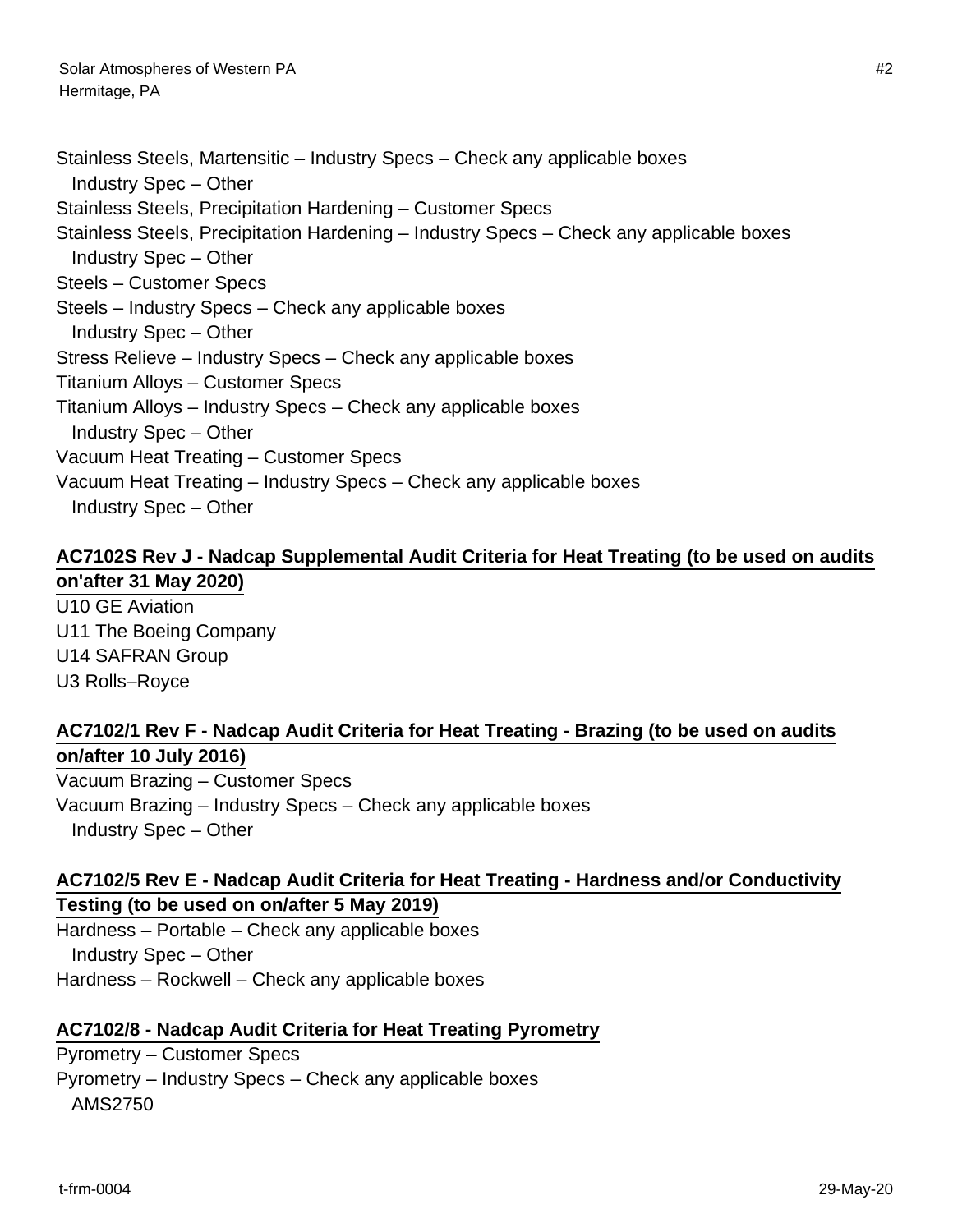Stainless Steels, Martensitic – Industry Specs – Check any applicable boxes
  Industry Spec – Other
Stainless Steels, Precipitation Hardening – Customer Specs
Stainless Steels, Precipitation Hardening – Industry Specs – Check any applicable boxes
  Industry Spec – Other
Steels – Customer Specs
Steels – Industry Specs – Check any applicable boxes
  Industry Spec – Other
Stress Relieve – Industry Specs – Check any applicable boxes
Titanium Alloys – Customer Specs
Titanium Alloys – Industry Specs – Check any applicable boxes
  Industry Spec – Other
Vacuum Heat Treating – Customer Specs
Vacuum Heat Treating – Industry Specs – Check any applicable boxes
  Industry Spec – Other

**AC7102S Rev J - Nadcap Supplemental Audit Criteria for Heat Treating (to be used on audits on'after 31 May 2020)**

U10 GE Aviation
U11 The Boeing Company
U14 SAFRAN Group
U3 Rolls–Royce

**AC7102/1 Rev F - Nadcap Audit Criteria for Heat Treating - Brazing (to be used on audits on/after 10 July 2016)**

Vacuum Brazing – Customer Specs
Vacuum Brazing – Industry Specs – Check any applicable boxes
  Industry Spec – Other

**AC7102/5 Rev E - Nadcap Audit Criteria for Heat Treating - Hardness and/or Conductivity Testing (to be used on on/after 5 May 2019)**

Hardness – Portable – Check any applicable boxes
  Industry Spec – Other
Hardness – Rockwell – Check any applicable boxes

**AC7102/8 - Nadcap Audit Criteria for Heat Treating Pyrometry**

Pyrometry – Customer Specs
Pyrometry – Industry Specs – Check any applicable boxes
  AMS2750